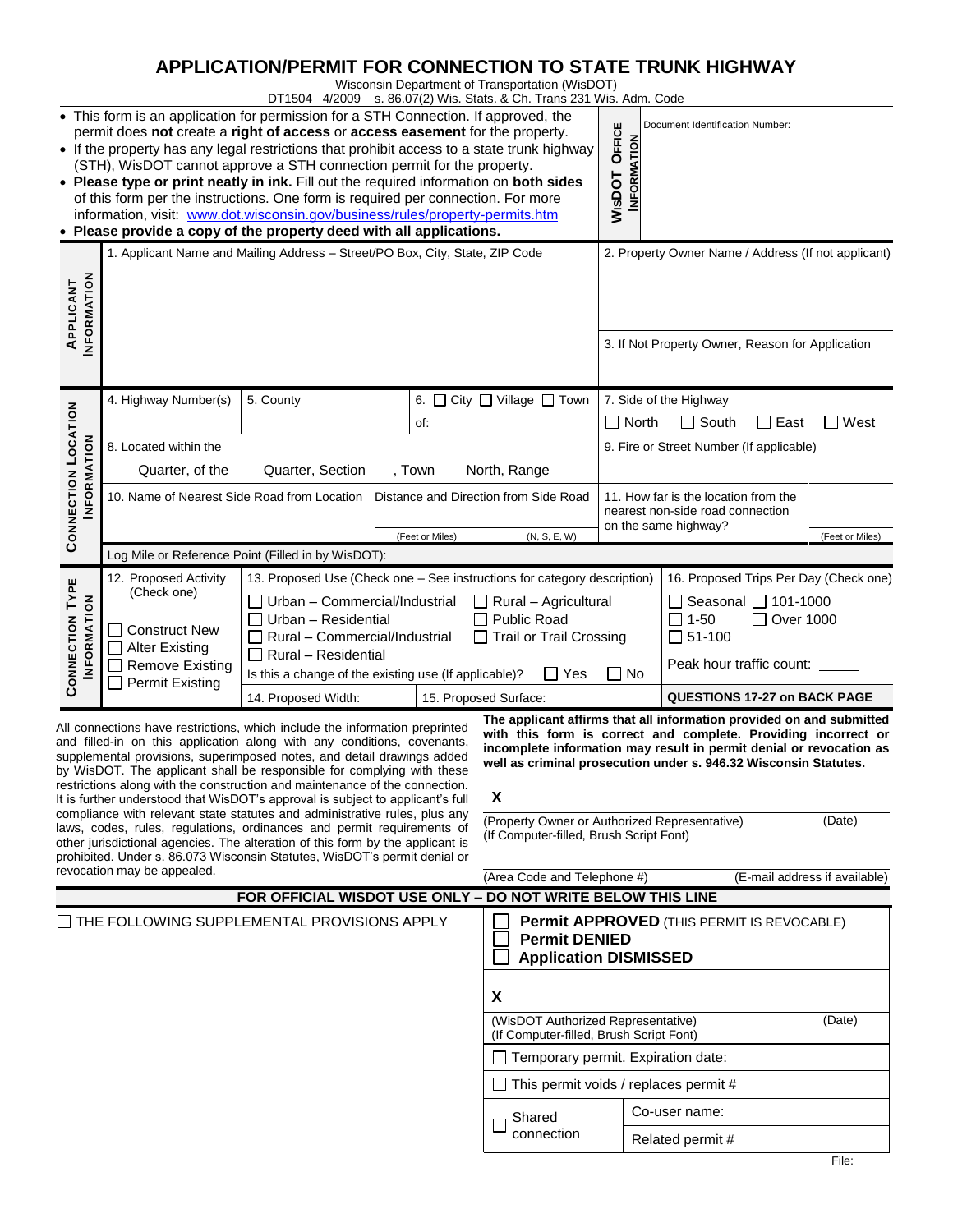# APPLICATION/PERMIT FOR CONNECTION TO STATE TRUNK HIGHWAY

Wisconsin Department of Transportation (WisDOT)
DT1504 4/2009 s. 86.07(2) Wis. Stats. & Ch. Trans 231 Wis. Adm. Code

- This form is an application for permission for a STH Connection. If approved, the permit does **not** create a **right of access** or **access easement** for the property.
- If the property has any legal restrictions that prohibit access to a state trunk highway (STH), WisDOT cannot approve a STH connection permit for the property.
- **Please type or print neatly in ink.** Fill out the required information on **both sides** of this form per the instructions. One form is required per connection. For more information, visit: www.dot.wisconsin.gov/business/rules/property-permits.htm
- **Please provide a copy of the property deed with all applications.**

**WisDOT Office Information** — Document Identification Number:

## Applicant Information

| 1. Applicant Name and Mailing Address – Street/PO Box, City, State, ZIP Code | 2. Property Owner Name / Address (If not applicant) |
|---|---|
| | 3. If Not Property Owner, Reason for Application |

## Connection Location Information

| 4. Highway Number(s) | 5. County | 6. ☐ City ☐ Village ☐ Town of: | 7. Side of the Highway ☐ North ☐ South ☐ East ☐ West |
|---|---|---|---|
| 8. Located within the Quarter, of the Quarter, Section , Town North, Range | | | 9. Fire or Street Number (If applicable) |
| 10. Name of Nearest Side Road from Location | Distance and Direction from Side Road (Feet or Miles) (N, S, E, W) | | 11. How far is the location from the nearest non-side road connection on the same highway? (Feet or Miles) |
| Log Mile or Reference Point (Filled in by WisDOT): | | | |

## Connection Type Information

| 12. Proposed Activity (Check one) | 13. Proposed Use (Check one – See instructions for category description) | | 16. Proposed Trips Per Day (Check one) |
|---|---|---|---|
| ☐ Construct New<br>☐ Alter Existing<br>☐ Remove Existing<br>☐ Permit Existing | ☐ Urban – Commercial/Industrial<br>☐ Urban – Residential<br>☐ Rural – Commercial/Industrial<br>☐ Rural – Residential | ☐ Rural – Agricultural<br>☐ Public Road<br>☐ Trail or Trail Crossing | ☐ Seasonal ☐ 101-1000<br>☐ 1-50 ☐ Over 1000<br>☐ 51-100<br>Peak hour traffic count: _____ |
| | Is this a change of the existing use (If applicable)? ☐ Yes ☐ No | | |
| | 14. Proposed Width: | 15. Proposed Surface: | **QUESTIONS 17-27 on BACK PAGE** |

All connections have restrictions, which include the information preprinted and filled-in on this application along with any conditions, covenants, supplemental provisions, superimposed notes, and detail drawings added by WisDOT. The applicant shall be responsible for complying with these restrictions along with the construction and maintenance of the connection. It is further understood that WisDOT's approval is subject to applicant's full compliance with relevant state statutes and administrative rules, plus any laws, codes, rules, regulations, ordinances and permit requirements of other jurisdictional agencies. The alteration of this form by the applicant is prohibited. Under s. 86.073 Wisconsin Statutes, WisDOT's permit denial or revocation may be appealed.

**The applicant affirms that all information provided on and submitted with this form is correct and complete. Providing incorrect or incomplete information may result in permit denial or revocation as well as criminal prosecution under s. 946.32 Wisconsin Statutes.**

**X**

(Property Owner or Authorized Representative) (Date)
(If Computer-filled, Brush Script Font)

(Area Code and Telephone #) (E-mail address if available)

**FOR OFFICIAL WISDOT USE ONLY – DO NOT WRITE BELOW THIS LINE**

☐ THE FOLLOWING SUPPLEMENTAL PROVISIONS APPLY

☐ **Permit APPROVED** (THIS PERMIT IS REVOCABLE)
☐ **Permit DENIED**
☐ **Application DISMISSED**

**X**

(WisDOT Authorized Representative) (Date)
(If Computer-filled, Brush Script Font)

☐ Temporary permit. Expiration date:

☐ This permit voids / replaces permit #

| ☐ Shared connection | Co-user name: |
|---|---|
| | Related permit # |

File: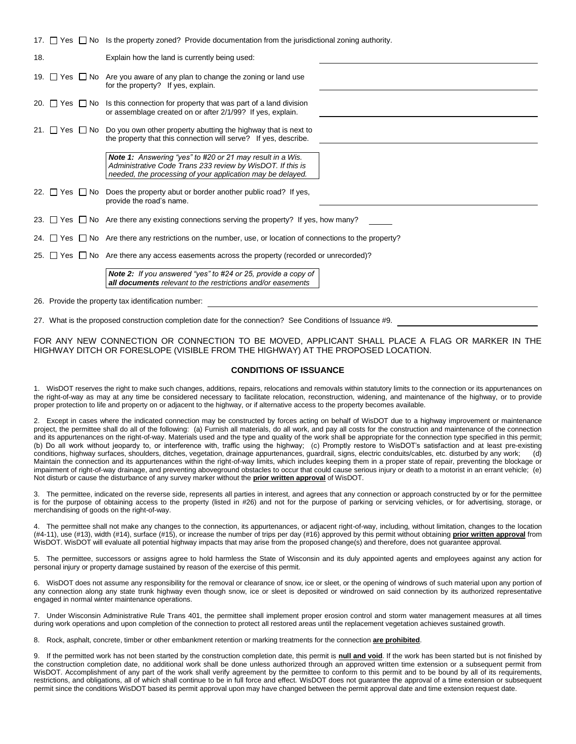17. ☐ Yes ☐ No Is the property zoned? Provide documentation from the jurisdictional zoning authority.

18. Explain how the land is currently being used: ______________________

19. ☐ Yes ☐ No Are you aware of any plan to change the zoning or land use for the property? If yes, explain. ______________________

20. ☐ Yes ☐ No Is this connection for property that was part of a land division or assemblage created on or after 2/1/99? If yes, explain. ______________________

21. ☐ Yes ☐ No Do you own other property abutting the highway that is next to the property that this connection will serve? If yes, describe. ______________________

> ***Note 1:*** *Answering "yes" to #20 or 21 may result in a Wis. Administrative Code Trans 233 review by WisDOT. If this is needed, the processing of your application may be delayed.*

22. ☐ Yes ☐ No Does the property abut or border another public road? If yes, provide the road's name. ______________________

23. ☐ Yes ☐ No Are there any existing connections serving the property? If yes, how many? ______

24. ☐ Yes ☐ No Are there any restrictions on the number, use, or location of connections to the property?

25. ☐ Yes ☐ No Are there any access easements across the property (recorded or unrecorded)?

> ***Note 2:*** *If you answered "yes" to #24 or 25, provide a copy of* ***all documents*** *relevant to the restrictions and/or easements*

26. Provide the property tax identification number: ______________________

27. What is the proposed construction completion date for the connection? See Conditions of Issuance #9. ______________________

FOR ANY NEW CONNECTION OR CONNECTION TO BE MOVED, APPLICANT SHALL PLACE A FLAG OR MARKER IN THE HIGHWAY DITCH OR FORESLOPE (VISIBLE FROM THE HIGHWAY) AT THE PROPOSED LOCATION.

## CONDITIONS OF ISSUANCE

1. WisDOT reserves the right to make such changes, additions, repairs, relocations and removals within statutory limits to the connection or its appurtenances on the right-of-way as may at any time be considered necessary to facilitate relocation, reconstruction, widening, and maintenance of the highway, or to provide proper protection to life and property on or adjacent to the highway, or if alternative access to the property becomes available.

2. Except in cases where the indicated connection may be constructed by forces acting on behalf of WisDOT due to a highway improvement or maintenance project, the permittee shall do all of the following: (a) Furnish all materials, do all work, and pay all costs for the construction and maintenance of the connection and its appurtenances on the right-of-way. Materials used and the type and quality of the work shall be appropriate for the connection type specified in this permit; (b) Do all work without jeopardy to, or interference with, traffic using the highway; (c) Promptly restore to WisDOT's satisfaction and at least pre-existing conditions, highway surfaces, shoulders, ditches, vegetation, drainage appurtenances, guardrail, signs, electric conduits/cables, etc. disturbed by any work; (d) Maintain the connection and its appurtenances within the right-of-way limits, which includes keeping them in a proper state of repair, preventing the blockage or impairment of right-of-way drainage, and preventing aboveground obstacles to occur that could cause serious injury or death to a motorist in an errant vehicle; (e) Not disturb or cause the disturbance of any survey marker without the **prior written approval** of WisDOT.

3. The permittee, indicated on the reverse side, represents all parties in interest, and agrees that any connection or approach constructed by or for the permittee is for the purpose of obtaining access to the property (listed in #26) and not for the purpose of parking or servicing vehicles, or for advertising, storage, or merchandising of goods on the right-of-way.

4. The permittee shall not make any changes to the connection, its appurtenances, or adjacent right-of-way, including, without limitation, changes to the location (#4-11), use (#13), width (#14), surface (#15), or increase the number of trips per day (#16) approved by this permit without obtaining **prior written approval** from WisDOT. WisDOT will evaluate all potential highway impacts that may arise from the proposed change(s) and therefore, does not guarantee approval.

5. The permittee, successors or assigns agree to hold harmless the State of Wisconsin and its duly appointed agents and employees against any action for personal injury or property damage sustained by reason of the exercise of this permit.

6. WisDOT does not assume any responsibility for the removal or clearance of snow, ice or sleet, or the opening of windrows of such material upon any portion of any connection along any state trunk highway even though snow, ice or sleet is deposited or windrowed on said connection by its authorized representative engaged in normal winter maintenance operations.

7. Under Wisconsin Administrative Rule Trans 401, the permittee shall implement proper erosion control and storm water management measures at all times during work operations and upon completion of the connection to protect all restored areas until the replacement vegetation achieves sustained growth.

8. Rock, asphalt, concrete, timber or other embankment retention or marking treatments for the connection **are prohibited**.

9. If the permitted work has not been started by the construction completion date, this permit is **null and void**. If the work has been started but is not finished by the construction completion date, no additional work shall be done unless authorized through an approved written time extension or a subsequent permit from WisDOT. Accomplishment of any part of the work shall verify agreement by the permittee to conform to this permit and to be bound by all of its requirements, restrictions, and obligations, all of which shall continue to be in full force and effect. WisDOT does not guarantee the approval of a time extension or subsequent permit since the conditions WisDOT based its permit approval upon may have changed between the permit approval date and time extension request date.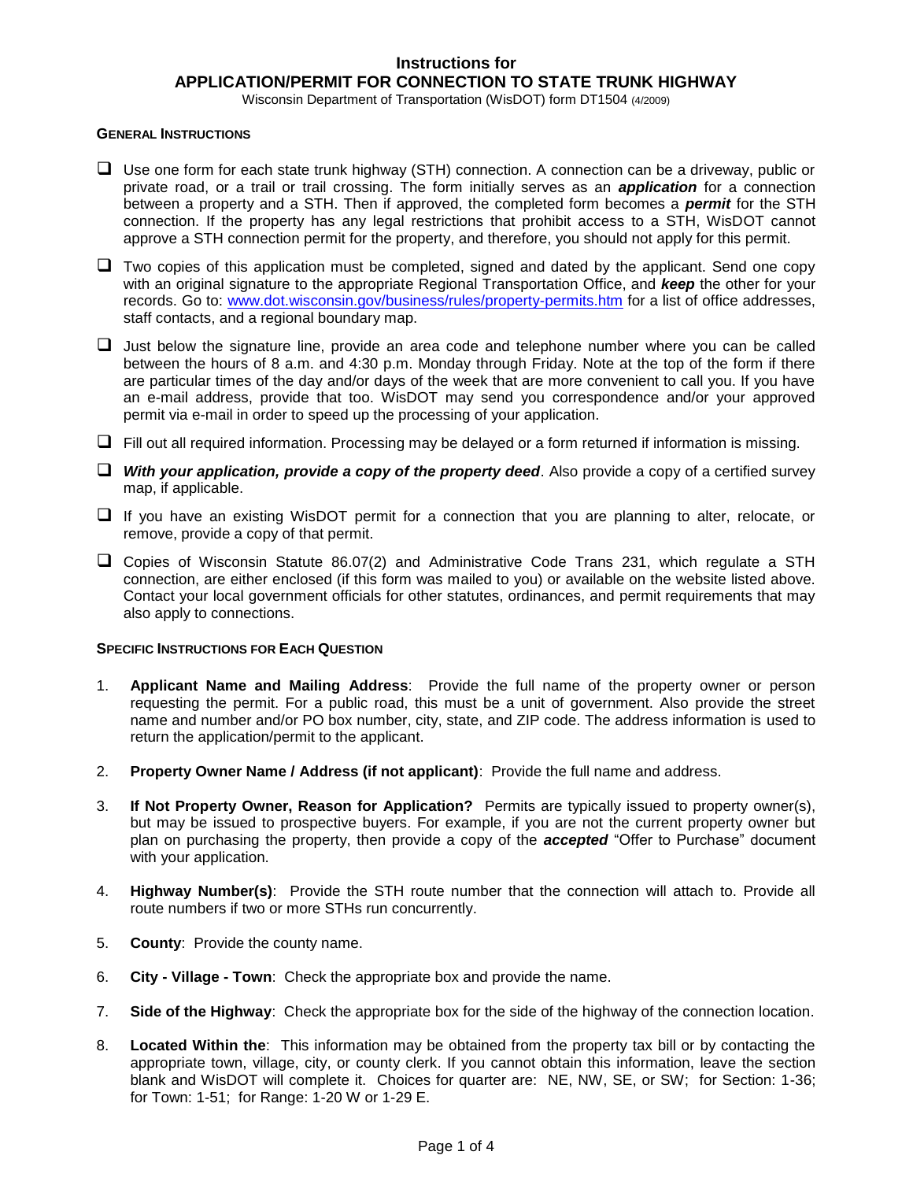# Instructions for
# APPLICATION/PERMIT FOR CONNECTION TO STATE TRUNK HIGHWAY

Wisconsin Department of Transportation (WisDOT) form DT1504 (4/2009)

**GENERAL INSTRUCTIONS**

- Use one form for each state trunk highway (STH) connection. A connection can be a driveway, public or private road, or a trail or trail crossing. The form initially serves as an ***application*** for a connection between a property and a STH. Then if approved, the completed form becomes a ***permit*** for the STH connection. If the property has any legal restrictions that prohibit access to a STH, WisDOT cannot approve a STH connection permit for the property, and therefore, you should not apply for this permit.
- Two copies of this application must be completed, signed and dated by the applicant. Send one copy with an original signature to the appropriate Regional Transportation Office, and ***keep*** the other for your records. Go to: www.dot.wisconsin.gov/business/rules/property-permits.htm for a list of office addresses, staff contacts, and a regional boundary map.
- Just below the signature line, provide an area code and telephone number where you can be called between the hours of 8 a.m. and 4:30 p.m. Monday through Friday. Note at the top of the form if there are particular times of the day and/or days of the week that are more convenient to call you. If you have an e-mail address, provide that too. WisDOT may send you correspondence and/or your approved permit via e-mail in order to speed up the processing of your application.
- Fill out all required information. Processing may be delayed or a form returned if information is missing.
- ***With your application, provide a copy of the property deed***. Also provide a copy of a certified survey map, if applicable.
- If you have an existing WisDOT permit for a connection that you are planning to alter, relocate, or remove, provide a copy of that permit.
- Copies of Wisconsin Statute 86.07(2) and Administrative Code Trans 231, which regulate a STH connection, are either enclosed (if this form was mailed to you) or available on the website listed above. Contact your local government officials for other statutes, ordinances, and permit requirements that may also apply to connections.

**SPECIFIC INSTRUCTIONS FOR EACH QUESTION**

1. **Applicant Name and Mailing Address**: Provide the full name of the property owner or person requesting the permit. For a public road, this must be a unit of government. Also provide the street name and number and/or PO box number, city, state, and ZIP code. The address information is used to return the application/permit to the applicant.
2. **Property Owner Name / Address (if not applicant)**: Provide the full name and address.
3. **If Not Property Owner, Reason for Application?** Permits are typically issued to property owner(s), but may be issued to prospective buyers. For example, if you are not the current property owner but plan on purchasing the property, then provide a copy of the ***accepted*** "Offer to Purchase" document with your application.
4. **Highway Number(s)**: Provide the STH route number that the connection will attach to. Provide all route numbers if two or more STHs run concurrently.
5. **County**: Provide the county name.
6. **City - Village - Town**: Check the appropriate box and provide the name.
7. **Side of the Highway**: Check the appropriate box for the side of the highway of the connection location.
8. **Located Within the**: This information may be obtained from the property tax bill or by contacting the appropriate town, village, city, or county clerk. If you cannot obtain this information, leave the section blank and WisDOT will complete it. Choices for quarter are: NE, NW, SE, or SW; for Section: 1-36; for Town: 1-51; for Range: 1-20 W or 1-29 E.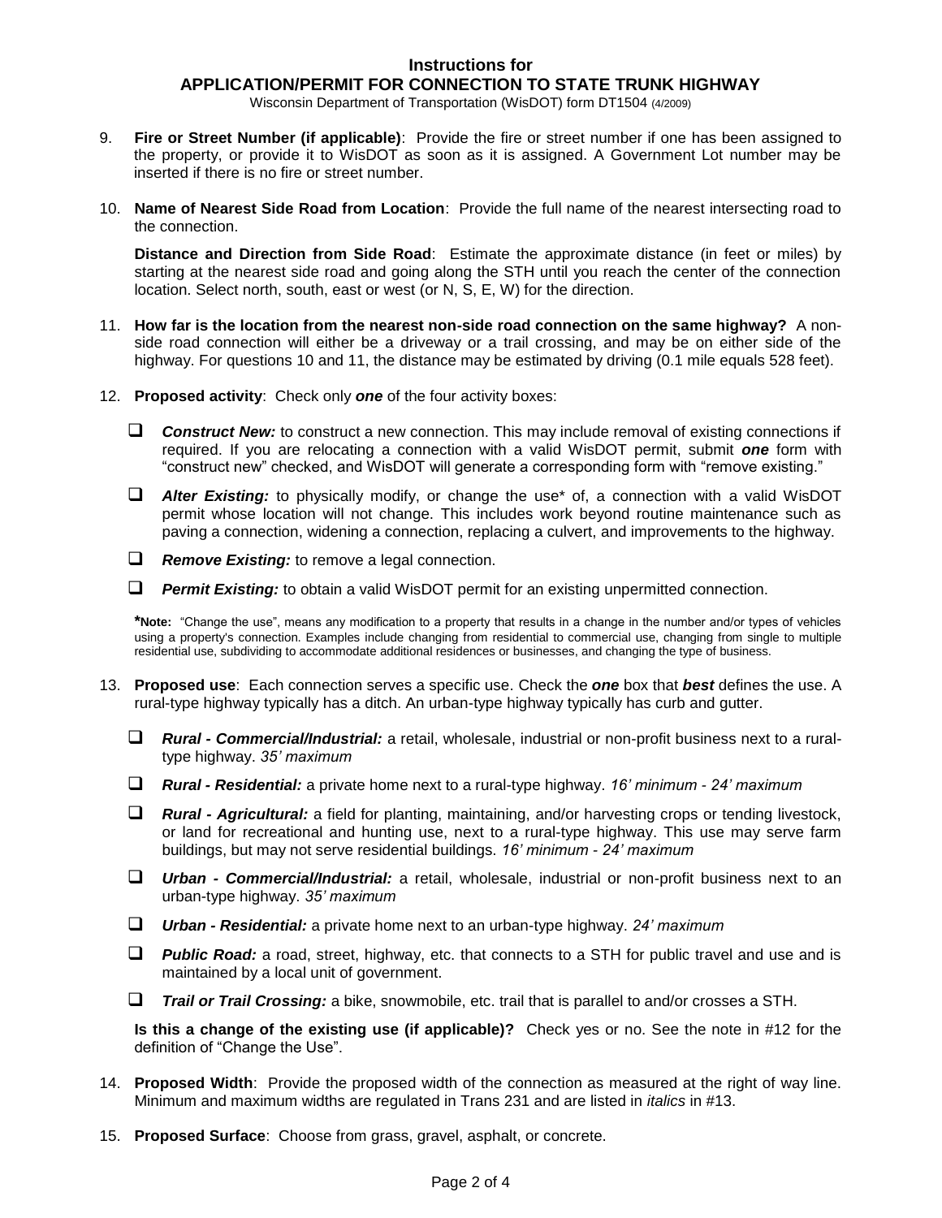**Instructions for**
**APPLICATION/PERMIT FOR CONNECTION TO STATE TRUNK HIGHWAY**
Wisconsin Department of Transportation (WisDOT) form DT1504 (4/2009)

9. **Fire or Street Number (if applicable)**: Provide the fire or street number if one has been assigned to the property, or provide it to WisDOT as soon as it is assigned. A Government Lot number may be inserted if there is no fire or street number.

10. **Name of Nearest Side Road from Location**: Provide the full name of the nearest intersecting road to the connection.

    **Distance and Direction from Side Road**: Estimate the approximate distance (in feet or miles) by starting at the nearest side road and going along the STH until you reach the center of the connection location. Select north, south, east or west (or N, S, E, W) for the direction.

11. **How far is the location from the nearest non-side road connection on the same highway?** A non-side road connection will either be a driveway or a trail crossing, and may be on either side of the highway. For questions 10 and 11, the distance may be estimated by driving (0.1 mile equals 528 feet).

12. **Proposed activity**: Check only ***one*** of the four activity boxes:

    - ❑ ***Construct New:*** to construct a new connection. This may include removal of existing connections if required. If you are relocating a connection with a valid WisDOT permit, submit ***one*** form with "construct new" checked, and WisDOT will generate a corresponding form with "remove existing."
    - ❑ ***Alter Existing:*** to physically modify, or change the use* of, a connection with a valid WisDOT permit whose location will not change. This includes work beyond routine maintenance such as paving a connection, widening a connection, replacing a culvert, and improvements to the highway.
    - ❑ ***Remove Existing:*** to remove a legal connection.
    - ❑ ***Permit Existing:*** to obtain a valid WisDOT permit for an existing unpermitted connection.

    ***Note:** "Change the use", means any modification to a property that results in a change in the number and/or types of vehicles using a property's connection. Examples include changing from residential to commercial use, changing from single to multiple residential use, subdividing to accommodate additional residences or businesses, and changing the type of business.

13. **Proposed use**: Each connection serves a specific use. Check the ***one*** box that ***best*** defines the use. A rural-type highway typically has a ditch. An urban-type highway typically has curb and gutter.

    - ❑ ***Rural - Commercial/Industrial:*** a retail, wholesale, industrial or non-profit business next to a rural-type highway. *35' maximum*
    - ❑ ***Rural - Residential:*** a private home next to a rural-type highway. *16' minimum - 24' maximum*
    - ❑ ***Rural - Agricultural:*** a field for planting, maintaining, and/or harvesting crops or tending livestock, or land for recreational and hunting use, next to a rural-type highway. This use may serve farm buildings, but may not serve residential buildings. *16' minimum - 24' maximum*
    - ❑ ***Urban - Commercial/Industrial:*** a retail, wholesale, industrial or non-profit business next to an urban-type highway. *35' maximum*
    - ❑ ***Urban - Residential:*** a private home next to an urban-type highway. *24' maximum*
    - ❑ ***Public Road:*** a road, street, highway, etc. that connects to a STH for public travel and use and is maintained by a local unit of government.
    - ❑ ***Trail or Trail Crossing:*** a bike, snowmobile, etc. trail that is parallel to and/or crosses a STH.

    **Is this a change of the existing use (if applicable)?** Check yes or no. See the note in #12 for the definition of "Change the Use".

14. **Proposed Width**: Provide the proposed width of the connection as measured at the right of way line. Minimum and maximum widths are regulated in Trans 231 and are listed in *italics* in #13.

15. **Proposed Surface**: Choose from grass, gravel, asphalt, or concrete.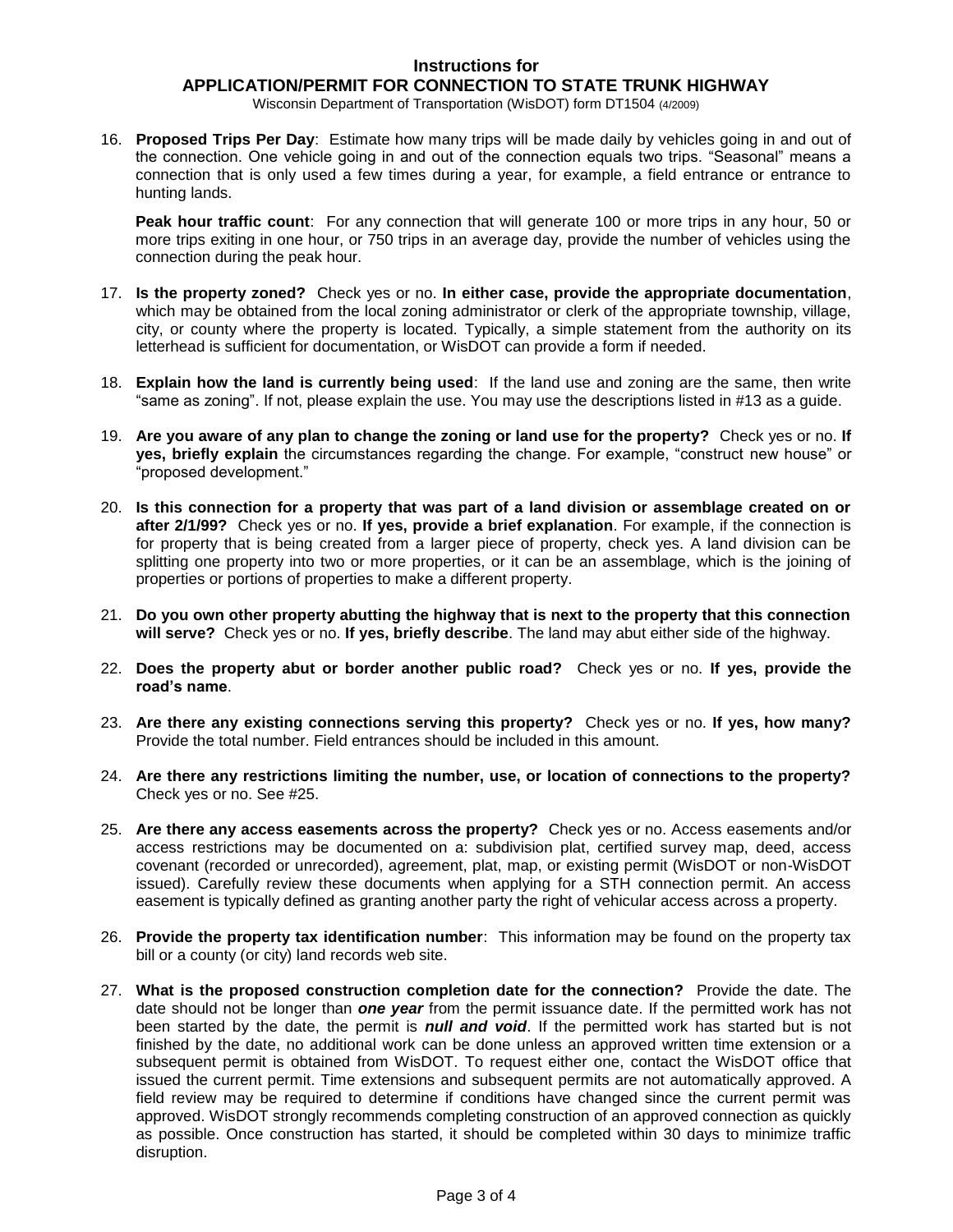# Instructions for
## APPLICATION/PERMIT FOR CONNECTION TO STATE TRUNK HIGHWAY

Wisconsin Department of Transportation (WisDOT) form DT1504 (4/2009)

16. **Proposed Trips Per Day**: Estimate how many trips will be made daily by vehicles going in and out of the connection. One vehicle going in and out of the connection equals two trips. "Seasonal" means a connection that is only used a few times during a year, for example, a field entrance or entrance to hunting lands.

    **Peak hour traffic count**: For any connection that will generate 100 or more trips in any hour, 50 or more trips exiting in one hour, or 750 trips in an average day, provide the number of vehicles using the connection during the peak hour.

17. **Is the property zoned?** Check yes or no. **In either case, provide the appropriate documentation**, which may be obtained from the local zoning administrator or clerk of the appropriate township, village, city, or county where the property is located. Typically, a simple statement from the authority on its letterhead is sufficient for documentation, or WisDOT can provide a form if needed.

18. **Explain how the land is currently being used**: If the land use and zoning are the same, then write "same as zoning". If not, please explain the use. You may use the descriptions listed in #13 as a guide.

19. **Are you aware of any plan to change the zoning or land use for the property?** Check yes or no. **If yes, briefly explain** the circumstances regarding the change. For example, "construct new house" or "proposed development."

20. **Is this connection for a property that was part of a land division or assemblage created on or after 2/1/99?** Check yes or no. **If yes, provide a brief explanation**. For example, if the connection is for property that is being created from a larger piece of property, check yes. A land division can be splitting one property into two or more properties, or it can be an assemblage, which is the joining of properties or portions of properties to make a different property.

21. **Do you own other property abutting the highway that is next to the property that this connection will serve?** Check yes or no. **If yes, briefly describe**. The land may abut either side of the highway.

22. **Does the property abut or border another public road?** Check yes or no. **If yes, provide the road's name**.

23. **Are there any existing connections serving this property?** Check yes or no. **If yes, how many?** Provide the total number. Field entrances should be included in this amount.

24. **Are there any restrictions limiting the number, use, or location of connections to the property?** Check yes or no. See #25.

25. **Are there any access easements across the property?** Check yes or no. Access easements and/or access restrictions may be documented on a: subdivision plat, certified survey map, deed, access covenant (recorded or unrecorded), agreement, plat, map, or existing permit (WisDOT or non-WisDOT issued). Carefully review these documents when applying for a STH connection permit. An access easement is typically defined as granting another party the right of vehicular access across a property.

26. **Provide the property tax identification number**: This information may be found on the property tax bill or a county (or city) land records web site.

27. **What is the proposed construction completion date for the connection?** Provide the date. The date should not be longer than ***one year*** from the permit issuance date. If the permitted work has not been started by the date, the permit is ***null and void***. If the permitted work has started but is not finished by the date, no additional work can be done unless an approved written time extension or a subsequent permit is obtained from WisDOT. To request either one, contact the WisDOT office that issued the current permit. Time extensions and subsequent permits are not automatically approved. A field review may be required to determine if conditions have changed since the current permit was approved. WisDOT strongly recommends completing construction of an approved connection as quickly as possible. Once construction has started, it should be completed within 30 days to minimize traffic disruption.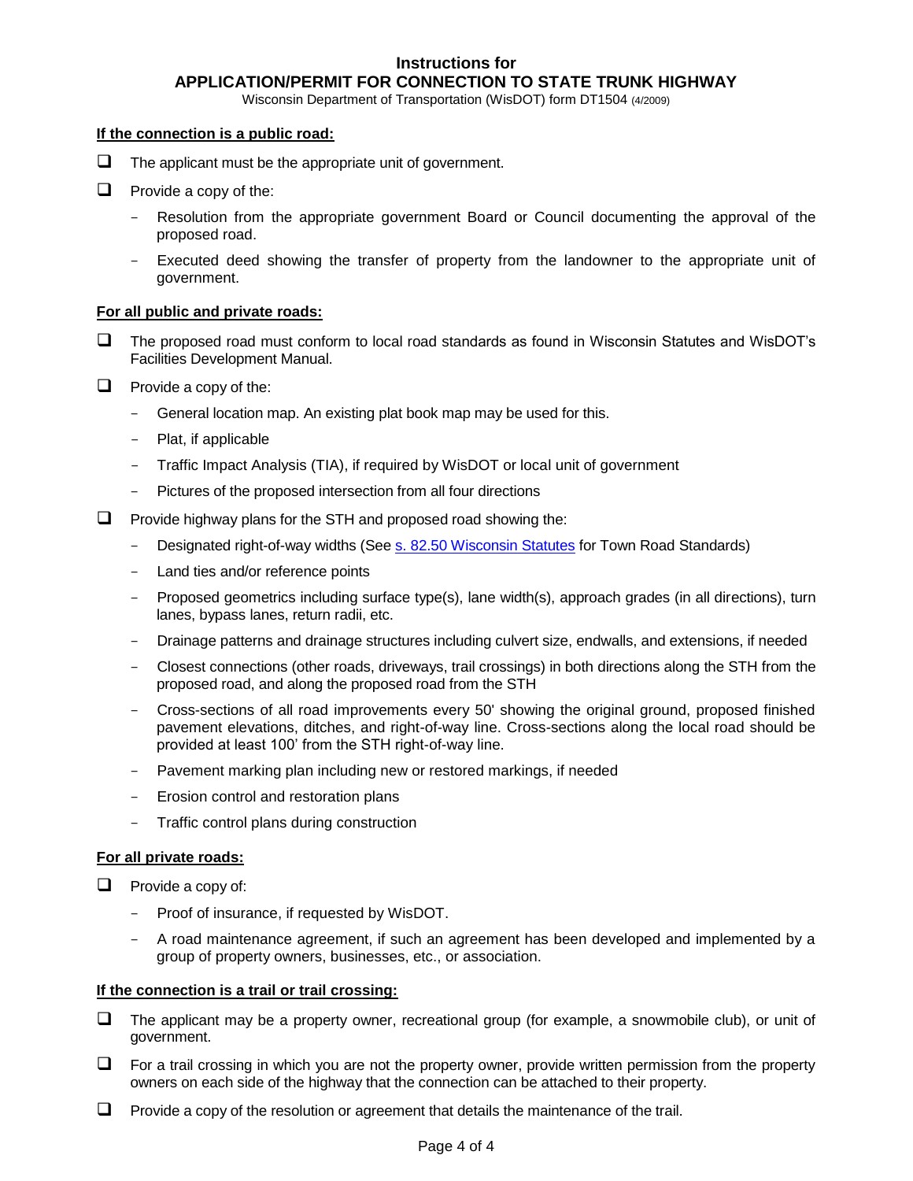# Instructions for
# APPLICATION/PERMIT FOR CONNECTION TO STATE TRUNK HIGHWAY

Wisconsin Department of Transportation (WisDOT) form DT1504 (4/2009)

**If the connection is a public road:**

- ☐ The applicant must be the appropriate unit of government.
- ☐ Provide a copy of the:
  - Resolution from the appropriate government Board or Council documenting the approval of the proposed road.
  - Executed deed showing the transfer of property from the landowner to the appropriate unit of government.

**For all public and private roads:**

- ☐ The proposed road must conform to local road standards as found in Wisconsin Statutes and WisDOT's Facilities Development Manual.
- ☐ Provide a copy of the:
  - General location map. An existing plat book map may be used for this.
  - Plat, if applicable
  - Traffic Impact Analysis (TIA), if required by WisDOT or local unit of government
  - Pictures of the proposed intersection from all four directions
- ☐ Provide highway plans for the STH and proposed road showing the:
  - Designated right-of-way widths (See s. 82.50 Wisconsin Statutes for Town Road Standards)
  - Land ties and/or reference points
  - Proposed geometrics including surface type(s), lane width(s), approach grades (in all directions), turn lanes, bypass lanes, return radii, etc.
  - Drainage patterns and drainage structures including culvert size, endwalls, and extensions, if needed
  - Closest connections (other roads, driveways, trail crossings) in both directions along the STH from the proposed road, and along the proposed road from the STH
  - Cross-sections of all road improvements every 50' showing the original ground, proposed finished pavement elevations, ditches, and right-of-way line. Cross-sections along the local road should be provided at least 100' from the STH right-of-way line.
  - Pavement marking plan including new or restored markings, if needed
  - Erosion control and restoration plans
  - Traffic control plans during construction

**For all private roads:**

- ☐ Provide a copy of:
  - Proof of insurance, if requested by WisDOT.
  - A road maintenance agreement, if such an agreement has been developed and implemented by a group of property owners, businesses, etc., or association.

**If the connection is a trail or trail crossing:**

- ☐ The applicant may be a property owner, recreational group (for example, a snowmobile club), or unit of government.
- ☐ For a trail crossing in which you are not the property owner, provide written permission from the property owners on each side of the highway that the connection can be attached to their property.
- ☐ Provide a copy of the resolution or agreement that details the maintenance of the trail.